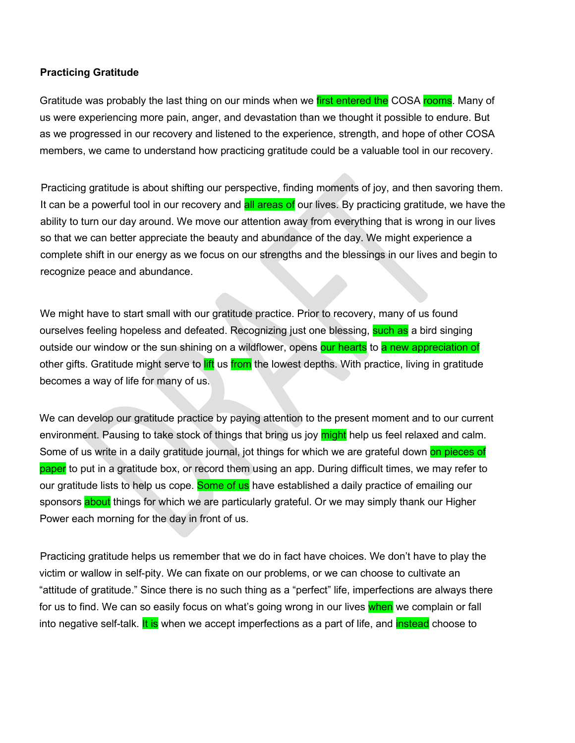**Practicing Gratitude**

Gratitude was probably the last thing on our minds when we first entered the COSA rooms. Many of us were experiencing more pain, anger, and devastation than we thought it possible to endure. But as we progressed in our recovery and listened to the experience, strength, and hope of other COSA members, we came to understand how practicing gratitude could be a valuable tool in our recovery.

Practicing gratitude is about shifting our perspective, finding moments of joy, and then savoring them. It can be a powerful tool in our recovery and all areas of our lives. By practicing gratitude, we have the ability to turn our day around. We move our attention away from everything that is wrong in our lives so that we can better appreciate the beauty and abundance of the day. We might experience a complete shift in our energy as we focus on our strengths and the blessings in our lives and begin to recognize peace and abundance.

We might have to start small with our gratitude practice. Prior to recovery, many of us found ourselves feeling hopeless and defeated. Recognizing just one blessing, such as a bird singing outside our window or the sun shining on a wildflower, opens our hearts to a new appreciation of other gifts. Gratitude might serve to lift us from the lowest depths. With practice, living in gratitude becomes a way of life for many of us.

We can develop our gratitude practice by paying attention to the present moment and to our current environment. Pausing to take stock of things that bring us joy might help us feel relaxed and calm. Some of us write in a daily gratitude journal, jot things for which we are grateful down on pieces of paper to put in a gratitude box, or record them using an app. During difficult times, we may refer to our gratitude lists to help us cope. Some of us have established a daily practice of emailing our sponsors about things for which we are particularly grateful. Or we may simply thank our Higher Power each morning for the day in front of us.

Practicing gratitude helps us remember that we do in fact have choices. We don't have to play the victim or wallow in self-pity. We can fixate on our problems, or we can choose to cultivate an "attitude of gratitude." Since there is no such thing as a "perfect" life, imperfections are always there for us to find. We can so easily focus on what's going wrong in our lives when we complain or fall into negative self-talk. It is when we accept imperfections as a part of life, and instead choose to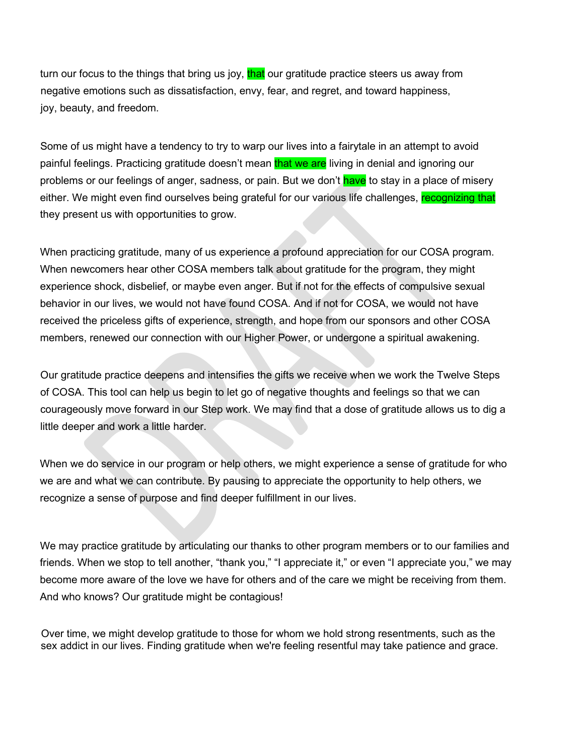turn our focus to the things that bring us joy, that our gratitude practice steers us away from negative emotions such as dissatisfaction, envy, fear, and regret, and toward happiness, joy, beauty, and freedom.

Some of us might have a tendency to try to warp our lives into a fairytale in an attempt to avoid painful feelings. Practicing gratitude doesn't mean that we are living in denial and ignoring our problems or our feelings of anger, sadness, or pain. But we don't have to stay in a place of misery either. We might even find ourselves being grateful for our various life challenges, recognizing that they present us with opportunities to grow.

When practicing gratitude, many of us experience a profound appreciation for our COSA program. When newcomers hear other COSA members talk about gratitude for the program, they might experience shock, disbelief, or maybe even anger. But if not for the effects of compulsive sexual behavior in our lives, we would not have found COSA. And if not for COSA, we would not have received the priceless gifts of experience, strength, and hope from our sponsors and other COSA members, renewed our connection with our Higher Power, or undergone a spiritual awakening.

Our gratitude practice deepens and intensifies the gifts we receive when we work the Twelve Steps of COSA. This tool can help us begin to let go of negative thoughts and feelings so that we can courageously move forward in our Step work. We may find that a dose of gratitude allows us to dig a little deeper and work a little harder.

When we do service in our program or help others, we might experience a sense of gratitude for who we are and what we can contribute. By pausing to appreciate the opportunity to help others, we recognize a sense of purpose and find deeper fulfillment in our lives.

We may practice gratitude by articulating our thanks to other program members or to our families and friends. When we stop to tell another, "thank you," "I appreciate it," or even "I appreciate you," we may become more aware of the love we have for others and of the care we might be receiving from them. And who knows? Our gratitude might be contagious!

Over time, we might develop gratitude to those for whom we hold strong resentments, such as the sex addict in our lives. Finding gratitude when we're feeling resentful may take patience and grace.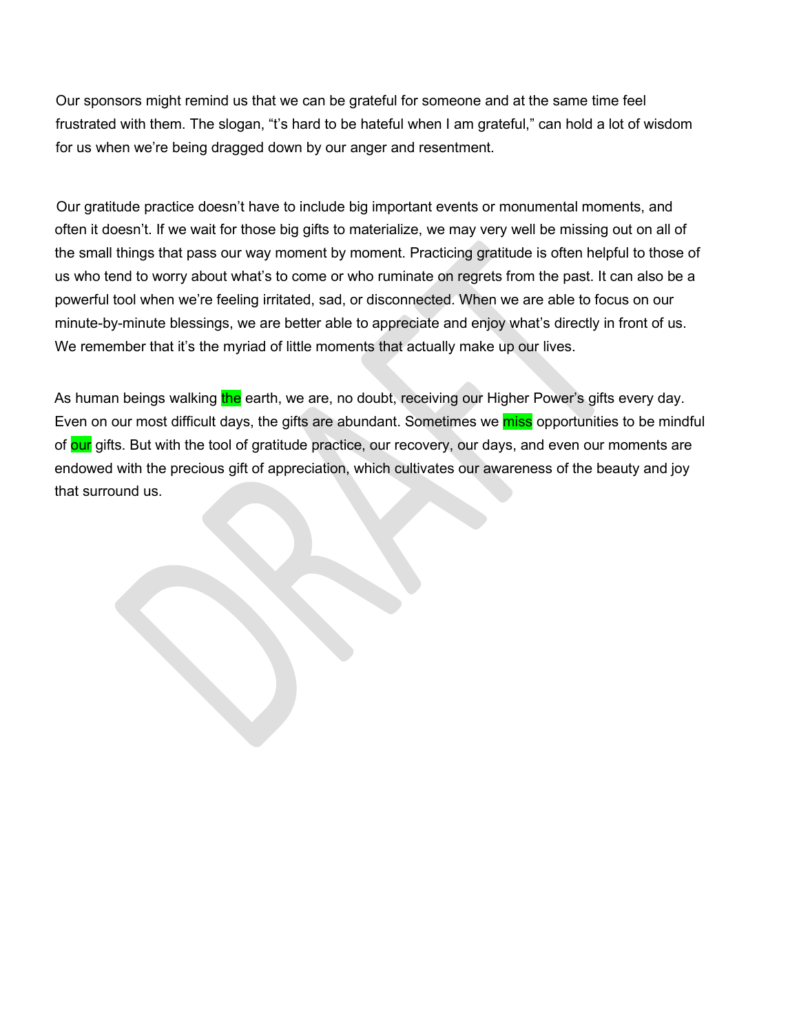Our sponsors might remind us that we can be grateful for someone and at the same time feel frustrated with them. The slogan, “t’s hard to be hateful when I am grateful,” can hold a lot of wisdom for us when we’re being dragged down by our anger and resentment.

Our gratitude practice doesn’t have to include big important events or monumental moments, and often it doesn’t. If we wait for those big gifts to materialize, we may very well be missing out on all of the small things that pass our way moment by moment. Practicing gratitude is often helpful to those of us who tend to worry about what’s to come or who ruminate on regrets from the past. It can also be a powerful tool when we’re feeling irritated, sad, or disconnected. When we are able to focus on our minute-by-minute blessings, we are better able to appreciate and enjoy what’s directly in front of us. We remember that it’s the myriad of little moments that actually make up our lives.

As human beings walking the earth, we are, no doubt, receiving our Higher Power’s gifts every day. Even on our most difficult days, the gifts are abundant. Sometimes we miss opportunities to be mindful of our gifts. But with the tool of gratitude practice, our recovery, our days, and even our moments are endowed with the precious gift of appreciation, which cultivates our awareness of the beauty and joy that surround us.